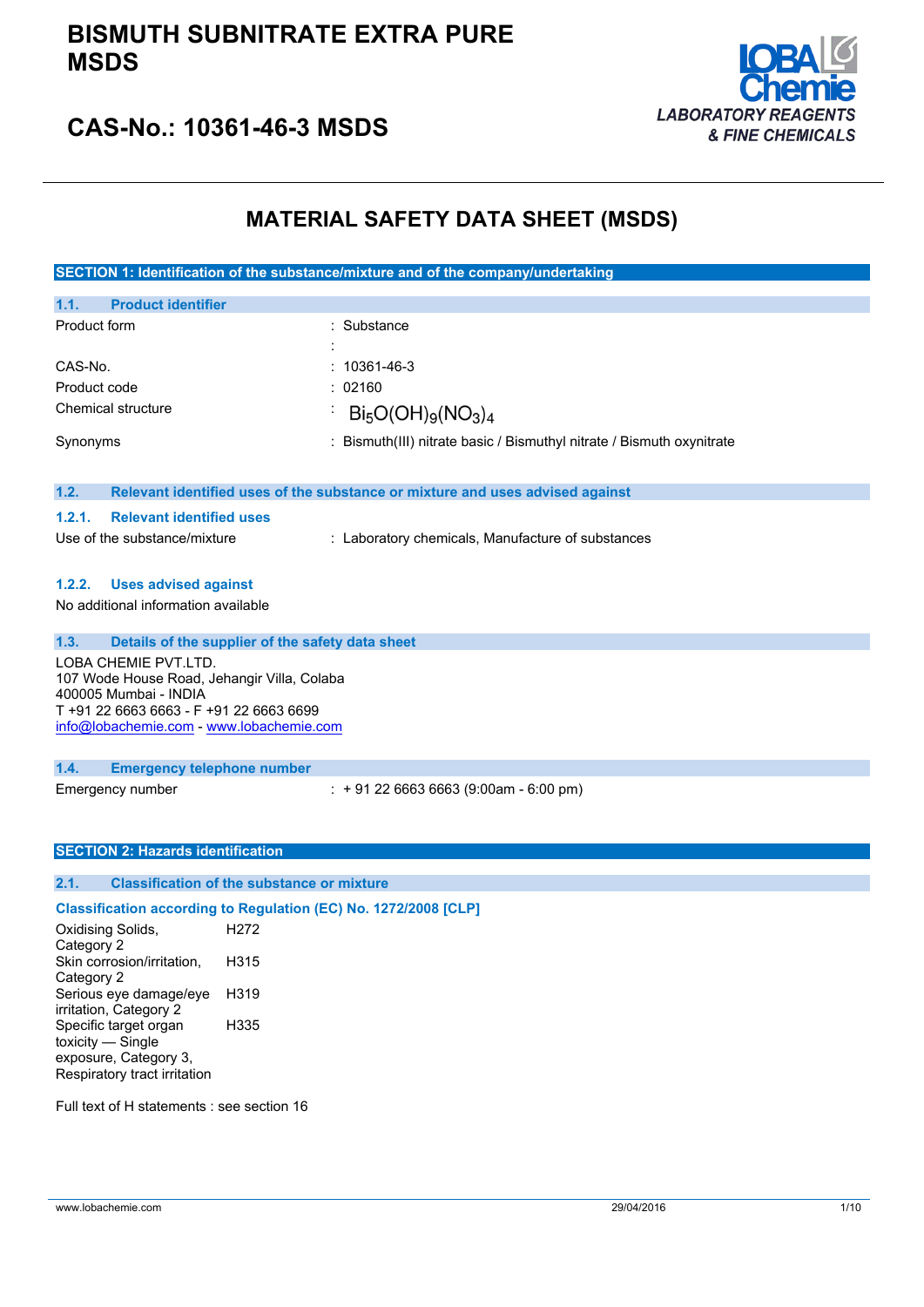# BISMUTH SUBNITRATE EXTRA PURE MSDS

## CAS-No.: 10361-46-3 MSDS

LOBA Chemie
*LABORATORY REAGENTS & FINE CHEMICALS*

# MATERIAL SAFETY DATA SHEET (MSDS)

## SECTION 1: Identification of the substance/mixture and of the company/undertaking

### 1.1. Product identifier

| | |
|---|---|
| Product form | : Substance |
| | : |
| CAS-No. | : 10361-46-3 |
| Product code | : 02160 |
| Chemical structure | : $Bi_5O(OH)_9(NO_3)_4$ |
| Synonyms | : Bismuth(III) nitrate basic / Bismuthyl nitrate / Bismuth oxynitrate |

### 1.2. Relevant identified uses of the substance or mixture and uses advised against

#### 1.2.1. Relevant identified uses

Use of the substance/mixture : Laboratory chemicals, Manufacture of substances

#### 1.2.2. Uses advised against

No additional information available

### 1.3. Details of the supplier of the safety data sheet

LOBA CHEMIE PVT.LTD.
107 Wode House Road, Jehangir Villa, Colaba
400005 Mumbai - INDIA
T +91 22 6663 6663 - F +91 22 6663 6699
info@lobachemie.com - www.lobachemie.com

### 1.4. Emergency telephone number

Emergency number : + 91 22 6663 6663 (9:00am - 6:00 pm)

## SECTION 2: Hazards identification

### 2.1. Classification of the substance or mixture

**Classification according to Regulation (EC) No. 1272/2008 [CLP]**

| | |
|---|---|
| Oxidising Solids, Category 2 | H272 |
| Skin corrosion/irritation, Category 2 | H315 |
| Serious eye damage/eye irritation, Category 2 | H319 |
| Specific target organ toxicity — Single exposure, Category 3, Respiratory tract irritation | H335 |

Full text of H statements : see section 16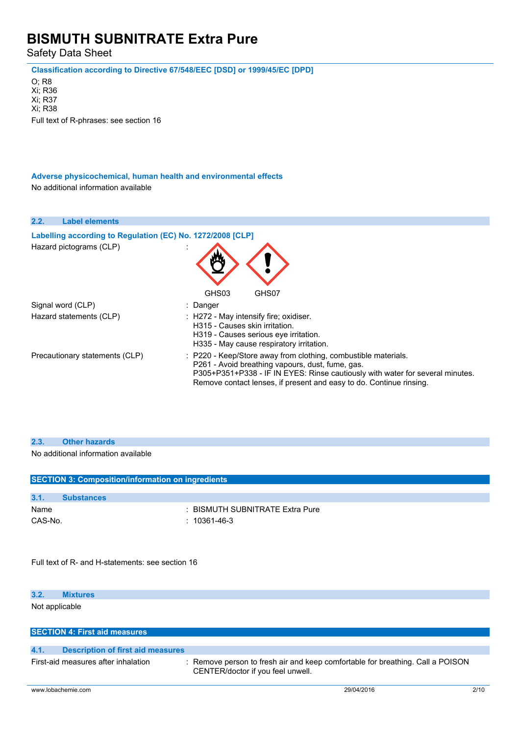**Classification according to Directive 67/548/EEC [DSD] or 1999/45/EC [DPD]**

O; R8
Xi; R36
Xi; R37
Xi; R38

Full text of R-phrases: see section 16

**Adverse physicochemical, human health and environmental effects**

No additional information available

### 2.2. Label elements

**Labelling according to Regulation (EC) No. 1272/2008 [CLP]**

| | |
|---|---|
| Hazard pictograms (CLP) | : GHS03 GHS07 |
| Signal word (CLP) | : Danger |
| Hazard statements (CLP) | : H272 - May intensify fire; oxidiser.<br>H315 - Causes skin irritation.<br>H319 - Causes serious eye irritation.<br>H335 - May cause respiratory irritation. |
| Precautionary statements (CLP) | : P220 - Keep/Store away from clothing, combustible materials.<br>P261 - Avoid breathing vapours, dust, fume, gas.<br>P305+P351+P338 - IF IN EYES: Rinse cautiously with water for several minutes. Remove contact lenses, if present and easy to do. Continue rinsing. |

### 2.3. Other hazards

No additional information available

## SECTION 3: Composition/information on ingredients

### 3.1. Substances

| | |
|---|---|
| Name | : BISMUTH SUBNITRATE Extra Pure |
| CAS-No. | : 10361-46-3 |

Full text of R- and H-statements: see section 16

### 3.2. Mixtures

Not applicable

## SECTION 4: First aid measures

### 4.1. Description of first aid measures

| | |
|---|---|
| First-aid measures after inhalation | : Remove person to fresh air and keep comfortable for breathing. Call a POISON CENTER/doctor if you feel unwell. |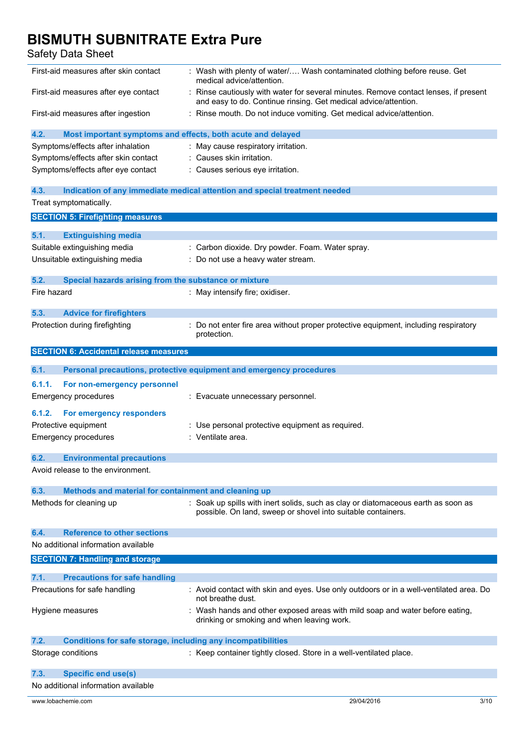| | |
|---|---|
| First-aid measures after skin contact | : Wash with plenty of water/…. Wash contaminated clothing before reuse. Get medical advice/attention. |
| First-aid measures after eye contact | : Rinse cautiously with water for several minutes. Remove contact lenses, if present and easy to do. Continue rinsing. Get medical advice/attention. |
| First-aid measures after ingestion | : Rinse mouth. Do not induce vomiting. Get medical advice/attention. |

### 4.2. Most important symptoms and effects, both acute and delayed

| | |
|---|---|
| Symptoms/effects after inhalation | : May cause respiratory irritation. |
| Symptoms/effects after skin contact | : Causes skin irritation. |
| Symptoms/effects after eye contact | : Causes serious eye irritation. |

### 4.3. Indication of any immediate medical attention and special treatment needed

Treat symptomatically.

## SECTION 5: Firefighting measures

### 5.1. Extinguishing media

| | |
|---|---|
| Suitable extinguishing media | : Carbon dioxide. Dry powder. Foam. Water spray. |
| Unsuitable extinguishing media | : Do not use a heavy water stream. |

### 5.2. Special hazards arising from the substance or mixture

| | |
|---|---|
| Fire hazard | : May intensify fire; oxidiser. |

### 5.3. Advice for firefighters

| | |
|---|---|
| Protection during firefighting | : Do not enter fire area without proper protective equipment, including respiratory protection. |

## SECTION 6: Accidental release measures

### 6.1. Personal precautions, protective equipment and emergency procedures

#### 6.1.1. For non-emergency personnel

| | |
|---|---|
| Emergency procedures | : Evacuate unnecessary personnel. |

#### 6.1.2. For emergency responders

| | |
|---|---|
| Protective equipment | : Use personal protective equipment as required. |
| Emergency procedures | : Ventilate area. |

### 6.2. Environmental precautions

Avoid release to the environment.

### 6.3. Methods and material for containment and cleaning up

| | |
|---|---|
| Methods for cleaning up | : Soak up spills with inert solids, such as clay or diatomaceous earth as soon as possible. On land, sweep or shovel into suitable containers. |

### 6.4. Reference to other sections

No additional information available

## SECTION 7: Handling and storage

### 7.1. Precautions for safe handling

| | |
|---|---|
| Precautions for safe handling | : Avoid contact with skin and eyes. Use only outdoors or in a well-ventilated area. Do not breathe dust. |
| Hygiene measures | : Wash hands and other exposed areas with mild soap and water before eating, drinking or smoking and when leaving work. |

### 7.2. Conditions for safe storage, including any incompatibilities

| | |
|---|---|
| Storage conditions | : Keep container tightly closed. Store in a well-ventilated place. |

### 7.3. Specific end use(s)

No additional information available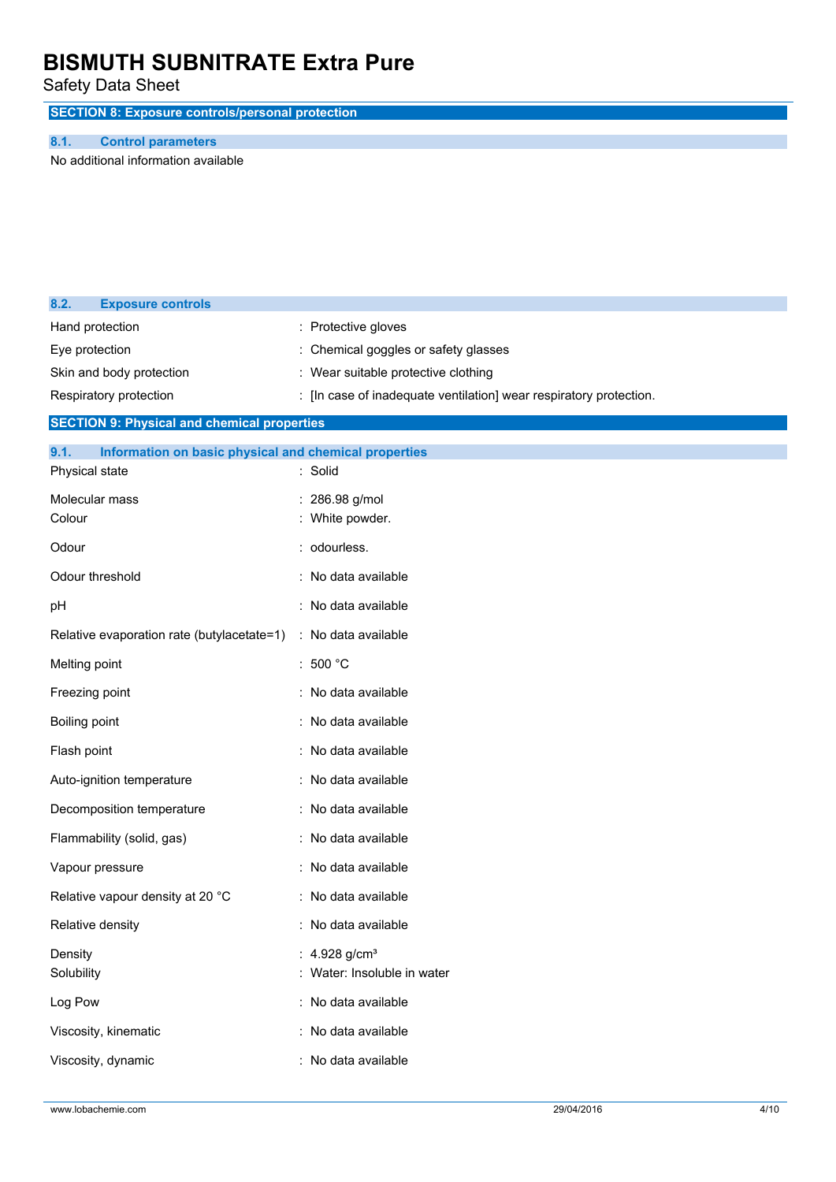## SECTION 8: Exposure controls/personal protection

### 8.1. Control parameters

No additional information available

### 8.2. Exposure controls

| | |
|---|---|
| Hand protection | : Protective gloves |
| Eye protection | : Chemical goggles or safety glasses |
| Skin and body protection | : Wear suitable protective clothing |
| Respiratory protection | : [In case of inadequate ventilation] wear respiratory protection. |

## SECTION 9: Physical and chemical properties

### 9.1. Information on basic physical and chemical properties

| | |
|---|---|
| Physical state | : Solid |
| Molecular mass | : 286.98 g/mol |
| Colour | : White powder. |
| Odour | : odourless. |
| Odour threshold | : No data available |
| pH | : No data available |
| Relative evaporation rate (butylacetate=1) | : No data available |
| Melting point | : 500 °C |
| Freezing point | : No data available |
| Boiling point | : No data available |
| Flash point | : No data available |
| Auto-ignition temperature | : No data available |
| Decomposition temperature | : No data available |
| Flammability (solid, gas) | : No data available |
| Vapour pressure | : No data available |
| Relative vapour density at 20 °C | : No data available |
| Relative density | : No data available |
| Density | : 4.928 g/cm³ |
| Solubility | : Water: Insoluble in water |
| Log Pow | : No data available |
| Viscosity, kinematic | : No data available |
| Viscosity, dynamic | : No data available |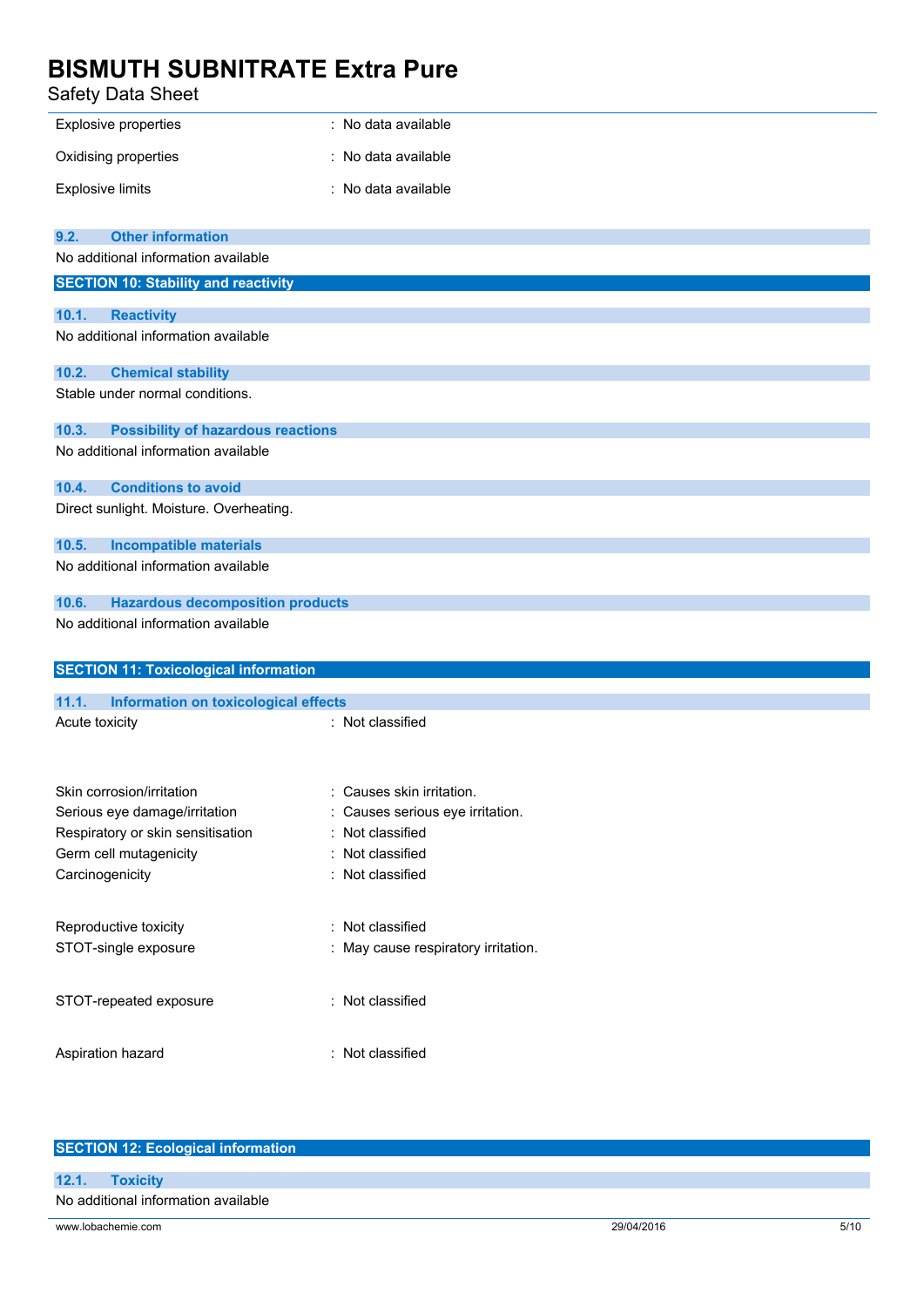| | |
|---|---|
| Explosive properties | : No data available |
| Oxidising properties | : No data available |
| Explosive limits | : No data available |

### 9.2. Other information

No additional information available

## SECTION 10: Stability and reactivity

### 10.1. Reactivity

No additional information available

### 10.2. Chemical stability

Stable under normal conditions.

### 10.3. Possibility of hazardous reactions

No additional information available

### 10.4. Conditions to avoid

Direct sunlight. Moisture. Overheating.

### 10.5. Incompatible materials

No additional information available

### 10.6. Hazardous decomposition products

No additional information available

## SECTION 11: Toxicological information

### 11.1. Information on toxicological effects

| | |
|---|---|
| Acute toxicity | : Not classified |
| Skin corrosion/irritation | : Causes skin irritation. |
| Serious eye damage/irritation | : Causes serious eye irritation. |
| Respiratory or skin sensitisation | : Not classified |
| Germ cell mutagenicity | : Not classified |
| Carcinogenicity | : Not classified |
| Reproductive toxicity | : Not classified |
| STOT-single exposure | : May cause respiratory irritation. |
| STOT-repeated exposure | : Not classified |
| Aspiration hazard | : Not classified |

## SECTION 12: Ecological information

### 12.1. Toxicity

No additional information available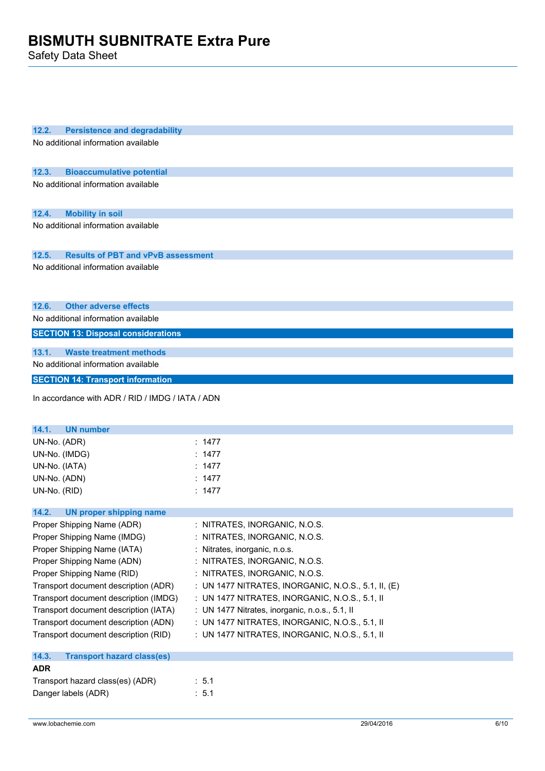### 12.2. Persistence and degradability

No additional information available

### 12.3. Bioaccumulative potential

No additional information available

### 12.4. Mobility in soil

No additional information available

### 12.5. Results of PBT and vPvB assessment

No additional information available

### 12.6. Other adverse effects

No additional information available

## SECTION 13: Disposal considerations

### 13.1. Waste treatment methods

No additional information available

## SECTION 14: Transport information

In accordance with ADR / RID / IMDG / IATA / ADN

### 14.1. UN number

| | |
|---|---|
| UN-No. (ADR) | : 1477 |
| UN-No. (IMDG) | : 1477 |
| UN-No. (IATA) | : 1477 |
| UN-No. (ADN) | : 1477 |
| UN-No. (RID) | : 1477 |

### 14.2. UN proper shipping name

| | |
|---|---|
| Proper Shipping Name (ADR) | : NITRATES, INORGANIC, N.O.S. |
| Proper Shipping Name (IMDG) | : NITRATES, INORGANIC, N.O.S. |
| Proper Shipping Name (IATA) | : Nitrates, inorganic, n.o.s. |
| Proper Shipping Name (ADN) | : NITRATES, INORGANIC, N.O.S. |
| Proper Shipping Name (RID) | : NITRATES, INORGANIC, N.O.S. |
| Transport document description (ADR) | : UN 1477 NITRATES, INORGANIC, N.O.S., 5.1, II, (E) |
| Transport document description (IMDG) | : UN 1477 NITRATES, INORGANIC, N.O.S., 5.1, II |
| Transport document description (IATA) | : UN 1477 Nitrates, inorganic, n.o.s., 5.1, II |
| Transport document description (ADN) | : UN 1477 NITRATES, INORGANIC, N.O.S., 5.1, II |
| Transport document description (RID) | : UN 1477 NITRATES, INORGANIC, N.O.S., 5.1, II |

### 14.3. Transport hazard class(es)

**ADR**

| | |
|---|---|
| Transport hazard class(es) (ADR) | : 5.1 |
| Danger labels (ADR) | : 5.1 |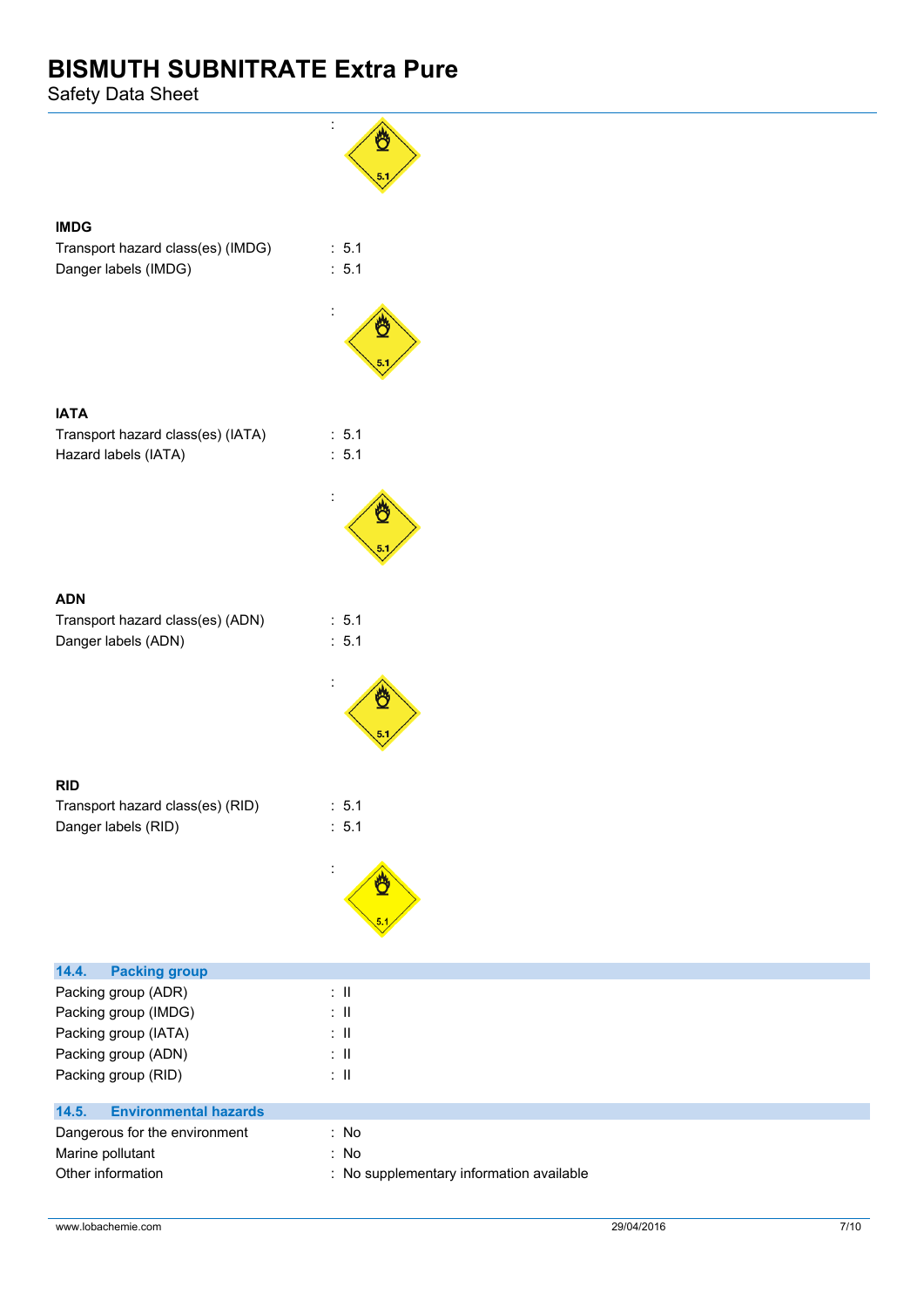:

**IMDG**

Transport hazard class(es) (IMDG) : 5.1

Danger labels (IMDG) : 5.1

:

**IATA**

Transport hazard class(es) (IATA) : 5.1

Hazard labels (IATA) : 5.1

:

**ADN**

Transport hazard class(es) (ADN) : 5.1

Danger labels (ADN) : 5.1

:

**RID**

Transport hazard class(es) (RID) : 5.1

Danger labels (RID) : 5.1

:

### 14.4. Packing group

Packing group (ADR) : II

Packing group (IMDG) : II

Packing group (IATA) : II

Packing group (ADN) : II

Packing group (RID) : II

### 14.5. Environmental hazards

Dangerous for the environment : No

Marine pollutant : No

Other information : No supplementary information available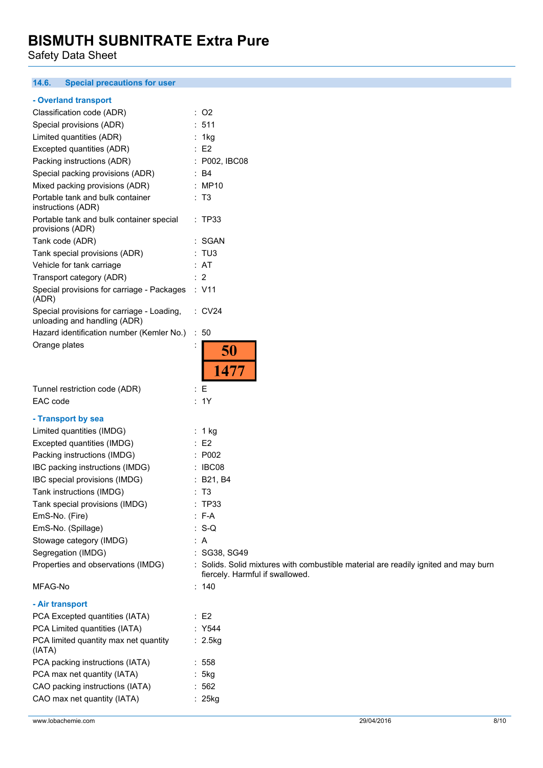### 14.6. Special precautions for user

**- Overland transport**

| | |
|---|---|
| Classification code (ADR) | : O2 |
| Special provisions (ADR) | : 511 |
| Limited quantities (ADR) | : 1kg |
| Excepted quantities (ADR) | : E2 |
| Packing instructions (ADR) | : P002, IBC08 |
| Special packing provisions (ADR) | : B4 |
| Mixed packing provisions (ADR) | : MP10 |
| Portable tank and bulk container instructions (ADR) | : T3 |
| Portable tank and bulk container special provisions (ADR) | : TP33 |
| Tank code (ADR) | : SGAN |
| Tank special provisions (ADR) | : TU3 |
| Vehicle for tank carriage | : AT |
| Transport category (ADR) | : 2 |
| Special provisions for carriage - Packages (ADR) | : V11 |
| Special provisions for carriage - Loading, unloading and handling (ADR) | : CV24 |
| Hazard identification number (Kemler No.) | : 50 |
| Orange plates | : 50 / 1477 |
| Tunnel restriction code (ADR) | : E |
| EAC code | : 1Y |

**- Transport by sea**

| | |
|---|---|
| Limited quantities (IMDG) | : 1 kg |
| Excepted quantities (IMDG) | : E2 |
| Packing instructions (IMDG) | : P002 |
| IBC packing instructions (IMDG) | : IBC08 |
| IBC special provisions (IMDG) | : B21, B4 |
| Tank instructions (IMDG) | : T3 |
| Tank special provisions (IMDG) | : TP33 |
| EmS-No. (Fire) | : F-A |
| EmS-No. (Spillage) | : S-Q |
| Stowage category (IMDG) | : A |
| Segregation (IMDG) | : SG38, SG49 |
| Properties and observations (IMDG) | : Solids. Solid mixtures with combustible material are readily ignited and may burn fiercely. Harmful if swallowed. |
| MFAG-No | : 140 |

**- Air transport**

| | |
|---|---|
| PCA Excepted quantities (IATA) | : E2 |
| PCA Limited quantities (IATA) | : Y544 |
| PCA limited quantity max net quantity (IATA) | : 2.5kg |
| PCA packing instructions (IATA) | : 558 |
| PCA max net quantity (IATA) | : 5kg |
| CAO packing instructions (IATA) | : 562 |
| CAO max net quantity (IATA) | : 25kg |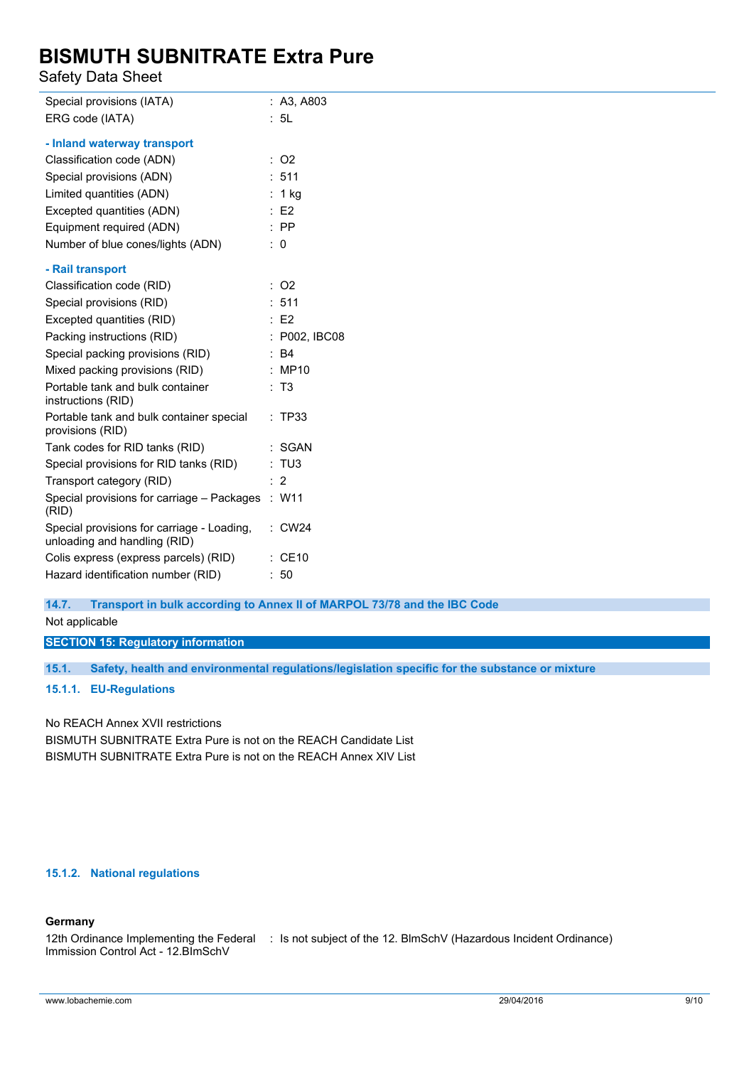| | |
|---|---|
| Special provisions (IATA) | : A3, A803 |
| ERG code (IATA) | : 5L |

**- Inland waterway transport**

| | |
|---|---|
| Classification code (ADN) | : O2 |
| Special provisions (ADN) | : 511 |
| Limited quantities (ADN) | : 1 kg |
| Excepted quantities (ADN) | : E2 |
| Equipment required (ADN) | : PP |
| Number of blue cones/lights (ADN) | : 0 |

**- Rail transport**

| | |
|---|---|
| Classification code (RID) | : O2 |
| Special provisions (RID) | : 511 |
| Excepted quantities (RID) | : E2 |
| Packing instructions (RID) | : P002, IBC08 |
| Special packing provisions (RID) | : B4 |
| Mixed packing provisions (RID) | : MP10 |
| Portable tank and bulk container instructions (RID) | : T3 |
| Portable tank and bulk container special provisions (RID) | : TP33 |
| Tank codes for RID tanks (RID) | : SGAN |
| Special provisions for RID tanks (RID) | : TU3 |
| Transport category (RID) | : 2 |
| Special provisions for carriage – Packages (RID) | : W11 |
| Special provisions for carriage - Loading, unloading and handling (RID) | : CW24 |
| Colis express (express parcels) (RID) | : CE10 |
| Hazard identification number (RID) | : 50 |

### 14.7. Transport in bulk according to Annex II of MARPOL 73/78 and the IBC Code

Not applicable

## SECTION 15: Regulatory information

### 15.1. Safety, health and environmental regulations/legislation specific for the substance or mixture

#### 15.1.1. EU-Regulations

No REACH Annex XVII restrictions

BISMUTH SUBNITRATE Extra Pure is not on the REACH Candidate List

BISMUTH SUBNITRATE Extra Pure is not on the REACH Annex XIV List

#### 15.1.2. National regulations

**Germany**

| | |
|---|---|
| 12th Ordinance Implementing the Federal Immission Control Act - 12.BImSchV | : Is not subject of the 12. BlmSchV (Hazardous Incident Ordinance) |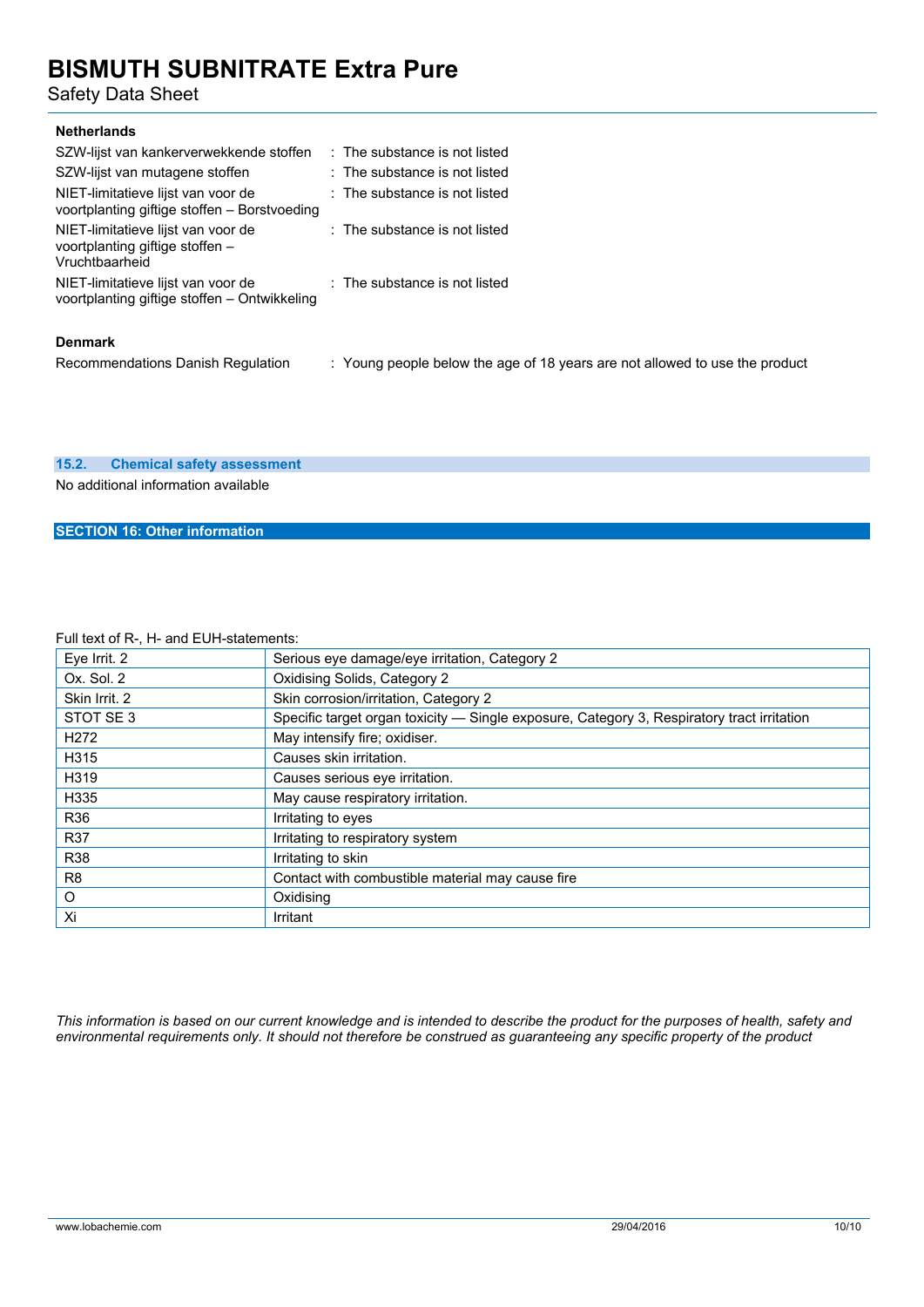**Netherlands**

| | |
|---|---|
| SZW-lijst van kankerverwekkende stoffen | : The substance is not listed |
| SZW-lijst van mutagene stoffen | : The substance is not listed |
| NIET-limitatieve lijst van voor de voortplanting giftige stoffen – Borstvoeding | : The substance is not listed |
| NIET-limitatieve lijst van voor de voortplanting giftige stoffen – Vruchtbaarheid | : The substance is not listed |
| NIET-limitatieve lijst van voor de voortplanting giftige stoffen – Ontwikkeling | : The substance is not listed |

**Denmark**

| | |
|---|---|
| Recommendations Danish Regulation | : Young people below the age of 18 years are not allowed to use the product |

### 15.2. Chemical safety assessment

No additional information available

## SECTION 16: Other information

Full text of R-, H- and EUH-statements:

| | |
|---|---|
| Eye Irrit. 2 | Serious eye damage/eye irritation, Category 2 |
| Ox. Sol. 2 | Oxidising Solids, Category 2 |
| Skin Irrit. 2 | Skin corrosion/irritation, Category 2 |
| STOT SE 3 | Specific target organ toxicity — Single exposure, Category 3, Respiratory tract irritation |
| H272 | May intensify fire; oxidiser. |
| H315 | Causes skin irritation. |
| H319 | Causes serious eye irritation. |
| H335 | May cause respiratory irritation. |
| R36 | Irritating to eyes |
| R37 | Irritating to respiratory system |
| R38 | Irritating to skin |
| R8 | Contact with combustible material may cause fire |
| O | Oxidising |
| Xi | Irritant |

*This information is based on our current knowledge and is intended to describe the product for the purposes of health, safety and environmental requirements only. It should not therefore be construed as guaranteeing any specific property of the product*